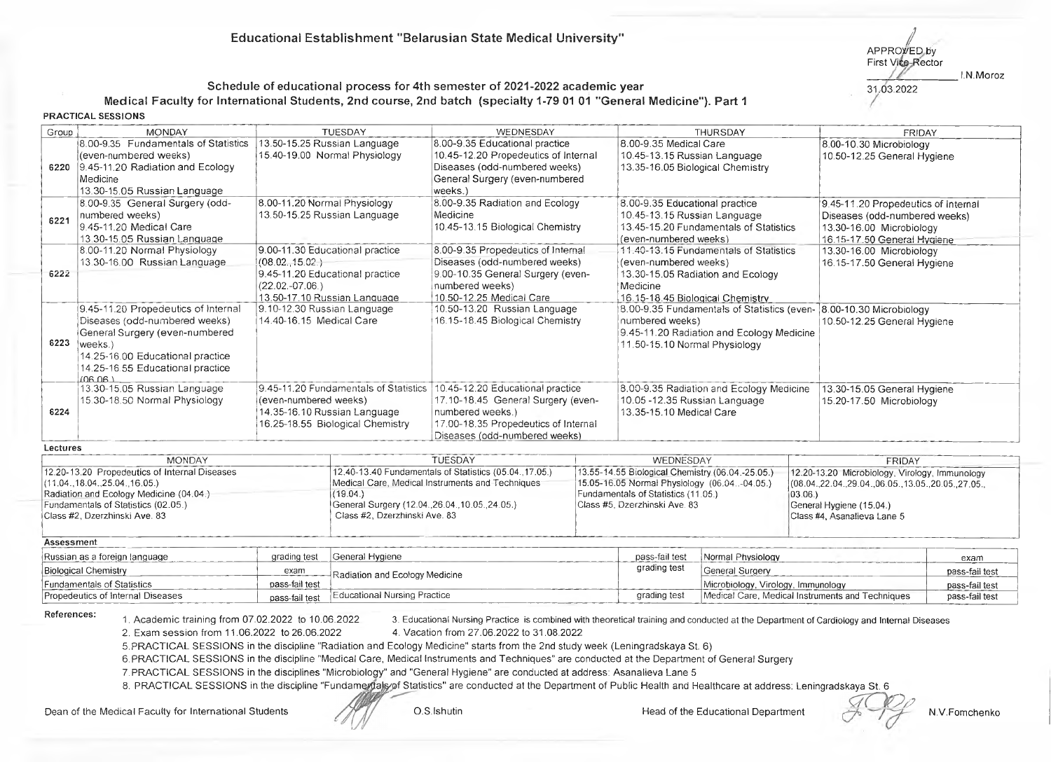# Educational Establishment "Belarusian State Medical University"

APPROVED by
First Vice-Rector
_____________ I.N.Moroz
31.03.2022

## Schedule of educational process for 4th semester of 2021-2022 academic year
## Medical Faculty for International Students, 2nd course, 2nd batch (specialty 1-79 01 01 "General Medicine"). Part 1

### PRACTICAL SESSIONS

| Group | MONDAY | TUESDAY | WEDNESDAY | THURSDAY | FRIDAY |
|---|---|---|---|---|---|
| 6220 | 8.00-9.35 Fundamentals of Statistics (even-numbered weeks)<br>9.45-11.20 Radiation and Ecology Medicine<br>13.30-15.05 Russian Language | 13.50-15.25 Russian Language<br>15.40-19.00 Normal Physiology | 8.00-9.35 Educational practice<br>10.45-12.20 Propedeutics of Internal Diseases (odd-numbered weeks) General Surgery (even-numbered weeks.) | 8.00-9.35 Medical Care<br>10.45-13.15 Russian Language<br>13.35-16.05 Biological Chemistry | 8.00-10.30 Microbiology<br>10.50-12.25 General Hygiene |
| 6221 | 8.00-9.35 General Surgery (odd-numbered weeks)<br>9.45-11.20 Medical Care<br>13.30-15.05 Russian Language | 8.00-11.20 Normal Physiology<br>13.50-15.25 Russian Language | 8.00-9.35 Radiation and Ecology Medicine<br>10.45-13.15 Biological Chemistry | 8.00-9.35 Educational practice<br>10.45-13.15 Russian Language<br>13.45-15.20 Fundamentals of Statistics (even-numbered weeks) | 9.45-11.20 Propedeutics of Internal Diseases (odd-numbered weeks)<br>13.30-16.00 Microbiology<br>16.15-17.50 General Hygiene |
| 6222 | 8.00-11.20 Normal Physiology<br>13.30-16.00 Russian Language | 9.00-11.30 Educational practice (08.02.,15.02.)<br>9.45-11.20 Educational practice (22.02.-07.06.)<br>13.50-17.10 Russian Language | 8.00-9.35 Propedeutics of Internal Diseases (odd-numbered weeks)<br>9.00-10.35 General Surgery (even-numbered weeks)<br>10.50-12.25 Medical Care | 11.40-13.15 Fundamentals of Statistics (even-numbered weeks)<br>13.30-15.05 Radiation and Ecology Medicine<br>16.15-18.45 Biological Chemistry | 13.30-16.00 Microbiology<br>16.15-17.50 General Hygiene |
| 6223 | 9.45-11.20 Propedeutics of Internal Diseases (odd-numbered weeks) General Surgery (even-numbered weeks.)<br>14.25-16.00 Educational practice<br>14.25-16.55 Educational practice (06.06.) | 9.10-12.30 Russian Language<br>14.40-16.15 Medical Care | 10.50-13.20 Russian Language<br>16.15-18.45 Biological Chemistry | 8.00-9.35 Fundamentals of Statistics (even-numbered weeks)<br>9.45-11.20 Radiation and Ecology Medicine<br>11.50-15.10 Normal Physiology | 8.00-10.30 Microbiology<br>10.50-12.25 General Hygiene |
| 6224 | 13.30-15.05 Russian Language<br>15.30-18.50 Normal Physiology | 9.45-11.20 Fundamentals of Statistics (even-numbered weeks)<br>14.35-16.10 Russian Language<br>16.25-18.55 Biological Chemistry | 10.45-12.20 Educational practice<br>17.10-18.45 General Surgery (even-numbered weeks.)<br>17.00-18.35 Propedeutics of Internal Diseases (odd-numbered weeks) | 8.00-9.35 Radiation and Ecology Medicine<br>10.05-12.35 Russian Language<br>13.35-15.10 Medical Care | 13.30-15.05 General Hygiene<br>15.20-17.50 Microbiology |

### Lectures

| MONDAY | TUESDAY | WEDNESDAY | FRIDAY |
|---|---|---|---|
| 12.20-13.20 Propedeutics of Internal Diseases (11.04.,18.04.,25.04.,16.05.)<br>Radiation and Ecology Medicine (04.04.)<br>Fundamentals of Statistics (02.05.)<br>Class #2, Dzerzhinski Ave. 83 | 12.40-13.40 Fundamentals of Statistics (05.04.,17.05.)<br>Medical Care, Medical Instruments and Techniques (19.04.)<br>General Surgery (12.04.,26.04.,10.05.,24.05.)<br>Class #2, Dzerzhinski Ave. 83 | 13.55-14.55 Biological Chemistry (06.04.-25.05.)<br>15.05-16.05 Normal Physiology (06.04..-04.05.)<br>Fundamentals of Statistics (11.05.)<br>Class #5, Dzerzhinski Ave. 83 | 12.20-13.20 Microbiology, Virology, Immunology (08.04.,22.04.,29.04.,06.05.,13.05.,20.05.,27.05.,03.06.)<br>General Hygiene (15.04.)<br>Class #4, Asanalieva Lane 5 |

### Assessment

| Discipline | Form | Discipline | Form | Discipline | Form |
|---|---|---|---|---|---|
| Russian as a foreign language | grading test | General Hygiene | pass-fail test | Normal Physiology | exam |
| Biological Chemistry | exam | Radiation and Ecology Medicine | grading test | General Surgery | pass-fail test |
| Fundamentals of Statistics | pass-fail test | | | Microbiology, Virology, Immunology | pass-fail test |
| Propedeutics of Internal Diseases | pass-fail test | Educational Nursing Practice | grading test | Medical Care, Medical Instruments and Techniques | pass-fail test |

**References:**

1. Academic training from 07.02.2022 to 10.06.2022
2. Exam session from 11.06.2022 to 26.06.2022
3. Educational Nursing Practice is combined with theoretical training and conducted at the Department of Cardiology and Internal Diseases
4. Vacation from 27.06.2022 to 31.08.2022
5. PRACTICAL SESSIONS in the discipline "Radiation and Ecology Medicine" starts from the 2nd study week (Leningradskaya St. 6)
6. PRACTICAL SESSIONS in the discipline "Medical Care, Medical Instruments and Techniques" are conducted at the Department of General Surgery
7. PRACTICAL SESSIONS in the disciplines "Microbiology" and "General Hygiene" are conducted at address: Asanalieva Lane 5
8. PRACTICAL SESSIONS in the discipline "Fundamentals of Statistics" are conducted at the Department of Public Health and Healthcare at address: Leningradskaya St. 6

Dean of the Medical Faculty for International Students _____ O.S.Ishutin

Head of the Educational Department _____ N.V.Fomchenko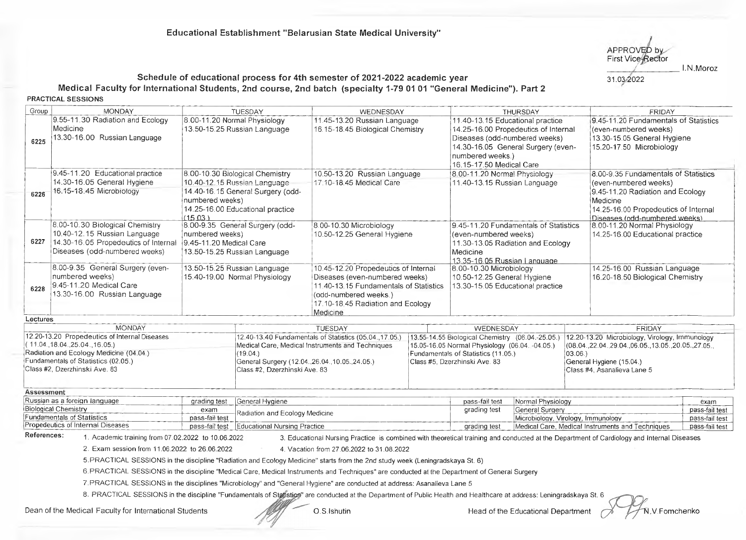**Educational Establishment "Belarusian State Medical University"**

APPROVED by
First Vice-Rector
\_\_\_\_\_\_\_\_\_\_\_\_ I.N.Moroz
31.03.2022

## Schedule of educational process for 4th semester of 2021-2022 academic year

## Medical Faculty for International Students, 2nd course, 2nd batch (specialty 1-79 01 01 "General Medicine"). Part 2

### PRACTICAL SESSIONS

| Group | MONDAY | TUESDAY | WEDNESDAY | THURSDAY | FRIDAY |
|---|---|---|---|---|---|
| 6225 | 9.55-11.30 Radiation and Ecology Medicine<br>13.30-16.00 Russian Language | 8.00-11.20 Normal Physiology<br>13.50-15.25 Russian Language | 11.45-13.20 Russian Language<br>16.15-18.45 Biological Chemistry | 11.40-13.15 Educational practice<br>14.25-16.00 Propedeutics of Internal Diseases (odd-numbered weeks)<br>14.30-16.05 General Surgery (even-numbered weeks.)<br>16.15-17.50 Medical Care | 9.45-11.20 Fundamentals of Statistics (even-numbered weeks)<br>13.30-15.05 General Hygiene<br>15.20-17.50 Microbiology |
| 6226 | 9.45-11.20 Educational practice<br>14.30-16.05 General Hygiene<br>16.15-18.45 Microbiology | 8.00-10.30 Biological Chemistry<br>10.40-12.15 Russian Language<br>14.40-16.15 General Surgery (odd-numbered weeks)<br>14.25-16.00 Educational practice (15.03.) | 10.50-13.20 Russian Language<br>17.10-18.45 Medical Care | 8.00-11.20 Normal Physiology<br>11.40-13.15 Russian Language | 8.00-9.35 Fundamentals of Statistics (even-numbered weeks)<br>9.45-11.20 Radiation and Ecology Medicine<br>14.25-16.00 Propedeutics of Internal Diseases (odd-numbered weeks) |
| 6227 | 8.00-10.30 Biological Chemistry<br>10.40-12.15 Russian Language<br>14.30-16.05 Propedeutics of Internal Diseases (odd-numbered weeks) | 8.00-9.35 General Surgery (odd-numbered weeks)<br>9.45-11.20 Medical Care<br>13.50-15.25 Russian Language | 8.00-10.30 Microbiology<br>10.50-12.25 General Hygiene | 9.45-11.20 Fundamentals of Statistics (even-numbered weeks)<br>11.30-13.05 Radiation and Ecology Medicine<br>13.35-16.05 Russian Language | 8.00-11.20 Normal Physiology<br>14.25-16.00 Educational practice |
| 6228 | 8.00-9.35 General Surgery (even-numbered weeks)<br>9.45-11.20 Medical Care<br>13.30-16.00 Russian Language | 13.50-15.25 Russian Language<br>15.40-19.00 Normal Physiology | 10.45-12.20 Propedeutics of Internal Diseases (even-numbered weeks)<br>11.40-13.15 Fundamentals of Statistics (odd-numbered weeks.)<br>17.10-18.45 Radiation and Ecology Medicine | 8.00-10.30 Microbiology<br>10.50-12.25 General Hygiene<br>13.30-15.05 Educational practice | 14.25-16.00 Russian Language<br>16.20-18.50 Biological Chemistry |

### Lectures

| MONDAY | TUESDAY | WEDNESDAY | FRIDAY |
|---|---|---|---|
| 12.20-13.20 Propedeutics of Internal Diseases (11.04.,18.04.,25.04.,16.05.)<br>Radiation and Ecology Medicine (04.04.)<br>Fundamentals of Statistics (02.05.)<br>Class #2, Dzerzhinski Ave. 83 | 12.40-13.40 Fundamentals of Statistics (05.04.,17.05.)<br>Medical Care, Medical Instruments and Techniques (19.04.)<br>General Surgery (12.04.,26.04.,10.05.,24.05.)<br>Class #2, Dzerzhinski Ave. 83 | 13.55-14.55 Biological Chemistry (06.04.-25.05.)<br>15.05-16.05 Normal Physiology (06.04.-04.05.)<br>Fundamentals of Statistics (11.05.)<br>Class #5, Dzerzhinski Ave. 83 | 12.20-13.20 Microbiology, Virology, Immunology (08.04.,22.04.,29.04.,06.05.,13.05.,20.05.,27.05.,03.06.)<br>General Hygiene (15.04.)<br>Class #4, Asanalieva Lane 5 |

### Assessment

| Discipline | Form | Discipline | Form | Discipline | Form |
|---|---|---|---|---|---|
| Russian as a foreign language | grading test | General Hygiene | pass-fail test | Normal Physiology | exam |
| Biological Chemistry | exam | Radiation and Ecology Medicine | grading test | General Surgery | pass-fail test |
| Fundamentals of Statistics | pass-fail test | | | Microbiology, Virology, Immunology | pass-fail test |
| Propedeutics of Internal Diseases | pass-fail test | Educational Nursing Practice | grading test | Medical Care, Medical Instruments and Techniques | pass-fail test |

**References:**

1. Academic training from 07.02.2022 to 10.06.2022
2. Exam session from 11.06.2022 to 26.06.2022
3. Educational Nursing Practice is combined with theoretical training and conducted at the Department of Cardiology and Internal Diseases
4. Vacation from 27.06.2022 to 31.08.2022
5. PRACTICAL SESSIONS in the discipline "Radiation and Ecology Medicine" starts from the 2nd study week (Leningradskaya St. 6)
6. PRACTICAL SESSIONS in the discipline "Medical Care, Medical Instruments and Techniques" are conducted at the Department of General Surgery
7. PRACTICAL SESSIONS in the disciplines "Microbiology" and "General Hygiene" are conducted at address: Asanalieva Lane 5
8. PRACTICAL SESSIONS in the discipline "Fundamentals of Statistics" are conducted at the Department of Public Health and Healthcare at address: Leningradskaya St. 6

Dean of the Medical Faculty for International Students O.S.Ishutin

Head of the Educational Department N.V.Fomchenko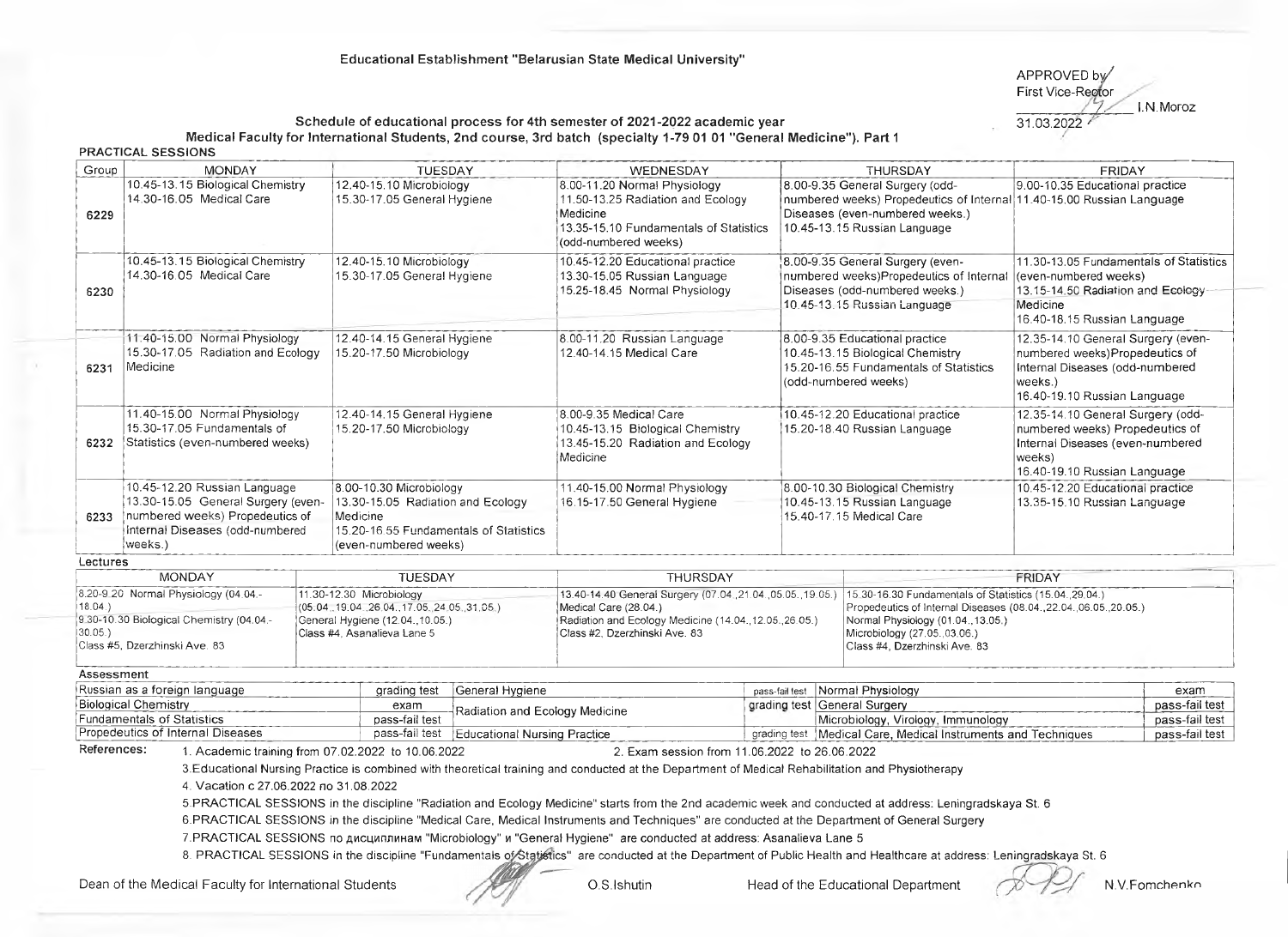**Educational Establishment "Belarusian State Medical University"**

APPROVED by
First Vice-Rector
_________ I.N.Moroz
31.03.2022

**Schedule of educational process for 4th semester of 2021-2022 academic year**
**Medical Faculty for International Students, 2nd course, 3rd batch (specialty 1-79 01 01 "General Medicine"). Part 1**

**PRACTICAL SESSIONS**

| Group | MONDAY | TUESDAY | WEDNESDAY | THURSDAY | FRIDAY |
|---|---|---|---|---|---|
| 6229 | 10.45-13.15 Biological Chemistry<br>14.30-16.05 Medical Care | 12.40-15.10 Microbiology<br>15.30-17.05 General Hygiene | 8.00-11.20 Normal Physiology<br>11.50-13.25 Radiation and Ecology Medicine<br>13.35-15.10 Fundamentals of Statistics (odd-numbered weeks) | 8.00-9.35 General Surgery (odd-numbered weeks) Propedeutics of Internal Diseases (even-numbered weeks.)<br>10.45-13.15 Russian Language | 9.00-10.35 Educational practice<br>11.40-15.00 Russian Language |
| 6230 | 10.45-13.15 Biological Chemistry<br>14.30-16.05 Medical Care | 12.40-15.10 Microbiology<br>15.30-17.05 General Hygiene | 10.45-12.20 Educational practice<br>13.30-15.05 Russian Language<br>15.25-18.45 Normal Physiology | 8.00-9.35 General Surgery (even-numbered weeks)Propedeutics of Internal Diseases (odd-numbered weeks.)<br>10.45-13.15 Russian Language | 11.30-13.05 Fundamentals of Statistics (even-numbered weeks)<br>13.15-14.50 Radiation and Ecology Medicine<br>16.40-18.15 Russian Language |
| 6231 | 11.40-15.00 Normal Physiology<br>15.30-17.05 Radiation and Ecology Medicine | 12.40-14.15 General Hygiene<br>15.20-17.50 Microbiology | 8.00-11.20 Russian Language<br>12.40-14.15 Medical Care | 8.00-9.35 Educational practice<br>10.45-13.15 Biological Chemistry<br>15.20-16.55 Fundamentals of Statistics (odd-numbered weeks) | 12.35-14.10 General Surgery (even-numbered weeks)Propedeutics of Internal Diseases (odd-numbered weeks.)<br>16.40-19.10 Russian Language |
| 6232 | 11.40-15.00 Normal Physiology<br>15.30-17.05 Fundamentals of Statistics (even-numbered weeks) | 12.40-14.15 General Hygiene<br>15.20-17.50 Microbiology | 8.00-9.35 Medical Care<br>10.45-13.15 Biological Chemistry<br>13.45-15.20 Radiation and Ecology Medicine | 10.45-12.20 Educational practice<br>15.20-18.40 Russian Language | 12.35-14.10 General Surgery (odd-numbered weeks) Propedeutics of Internal Diseases (even-numbered weeks)<br>16.40-19.10 Russian Language |
| 6233 | 10.45-12.20 Russian Language<br>13.30-15.05 General Surgery (even-numbered weeks) Propedeutics of Internal Diseases (odd-numbered weeks.) | 8.00-10.30 Microbiology<br>13.30-15.05 Radiation and Ecology Medicine<br>15.20-16.55 Fundamentals of Statistics (even-numbered weeks) | 11.40-15.00 Normal Physiology<br>16.15-17.50 General Hygiene | 8.00-10.30 Biological Chemistry<br>10.45-13.15 Russian Language<br>15.40-17.15 Medical Care | 10.45-12.20 Educational practice<br>13.35-15.10 Russian Language |

**Lectures**

| MONDAY | TUESDAY | THURSDAY | FRIDAY |
|---|---|---|---|
| 8.20-9.20 Normal Physiology (04.04.-18.04.)<br>9.30-10.30 Biological Chemistry (04.04.-30.05.)<br>Class #5, Dzerzhinski Ave. 83 | 11.30-12.30 Microbiology (05.04.,19.04.,26.04.,17.05.,24.05.,31.05.)<br>General Hygiene (12.04.,10.05.)<br>Class #4, Asanalieva Lane 5 | 13.40-14.40 General Surgery (07.04.,21.04.,05.05.,19.05.)<br>Medical Care (28.04.)<br>Radiation and Ecology Medicine (14.04.,12.05.,26.05.)<br>Class #2, Dzerzhinski Ave. 83 | 15.30-16.30 Fundamentals of Statistics (15.04.,29.04.)<br>Propedeutics of Internal Diseases (08.04.,22.04.,06.05.,20.05.)<br>Normal Physiology (01.04.,13.05.)<br>Microbiology (27.05.,03.06.)<br>Class #4, Dzerzhinski Ave. 83 |

**Assessment**

| Discipline | Form | Discipline | Form | Discipline | Form |
|---|---|---|---|---|---|
| Russian as a foreign language | grading test | General Hygiene | pass-fail test | Normal Physiology | exam |
| Biological Chemistry | exam | Radiation and Ecology Medicine | grading test | General Surgery | pass-fail test |
| Fundamentals of Statistics | pass-fail test | | | Microbiology, Virology, Immunology | pass-fail test |
| Propedeutics of Internal Diseases | pass-fail test | Educational Nursing Practice | grading test | Medical Care, Medical Instruments and Techniques | pass-fail test |

**References:**

1. Academic training from 07.02.2022 to 10.06.2022
2. Exam session from 11.06.2022 to 26.06.2022
3. Educational Nursing Practice is combined with theoretical training and conducted at the Department of Medical Rehabilitation and Physiotherapy
4. Vacation с 27.06.2022 по 31.08.2022
5. PRACTICAL SESSIONS in the discipline "Radiation and Ecology Medicine" starts from the 2nd academic week and conducted at address: Leningradskaya St. 6
6. PRACTICAL SESSIONS in the discipline "Medical Care, Medical Instruments and Techniques" are conducted at the Department of General Surgery
7. PRACTICAL SESSIONS по дисциплинам "Microbiology" и "General Hygiene" are conducted at address: Asanalieva Lane 5
8. PRACTICAL SESSIONS in the discipline "Fundamentals of Statistics" are conducted at the Department of Public Health and Healthcare at address: Leningradskaya St. 6

Dean of the Medical Faculty for International Students _________ O.S.Ishutin

Head of the Educational Department _________ N.V.Fomchenko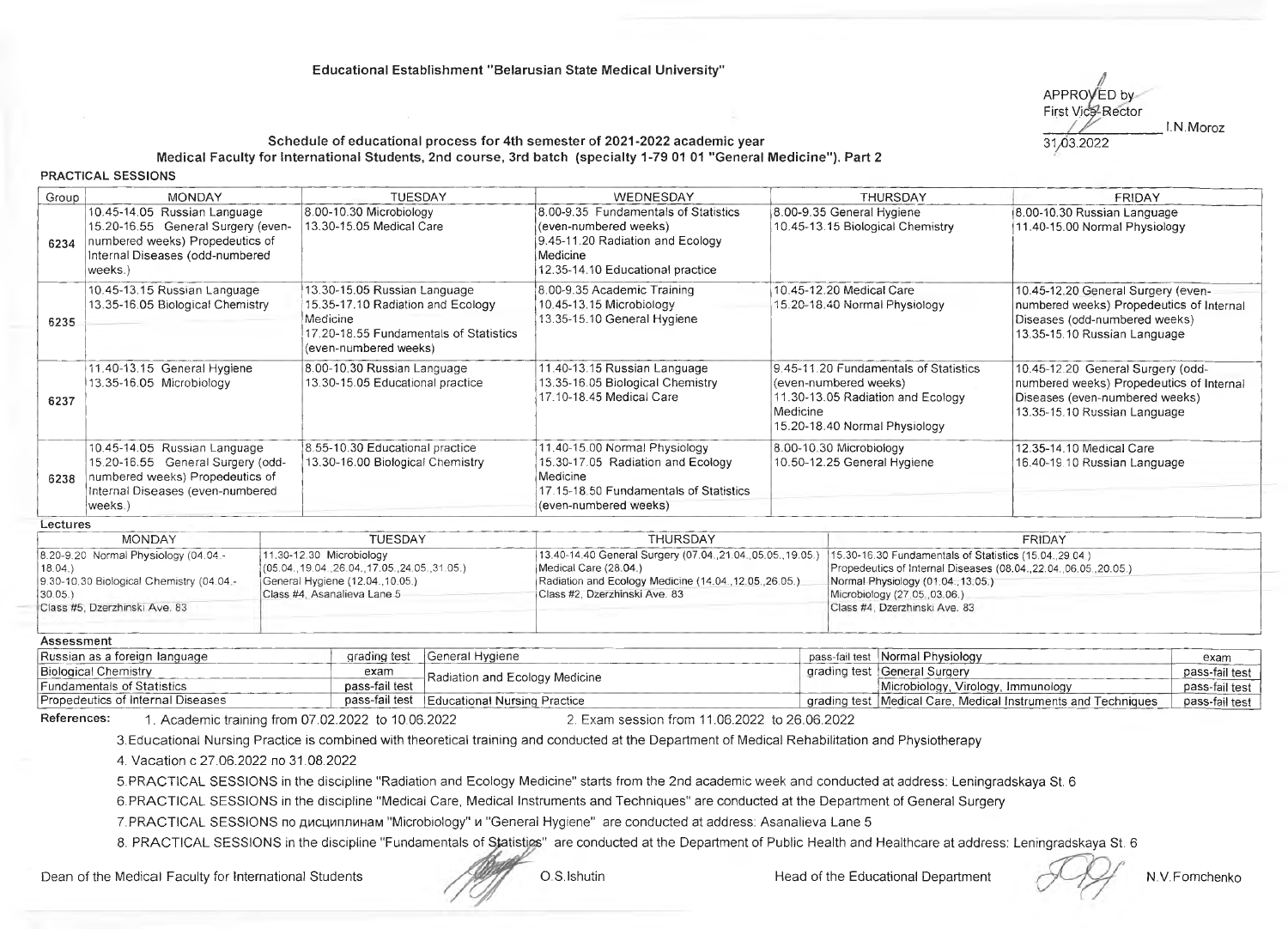**Educational Establishment "Belarusian State Medical University"**

APPROVED by
First Vice-Rector
\_\_\_\_\_\_\_\_\_\_ I.N.Moroz
31.03.2022

**Schedule of educational process for 4th semester of 2021-2022 academic year**
**Medical Faculty for International Students, 2nd course, 3rd batch (specialty 1-79 01 01 "General Medicine"). Part 2**

**PRACTICAL SESSIONS**

| Group | MONDAY | TUESDAY | WEDNESDAY | THURSDAY | FRIDAY |
|---|---|---|---|---|---|
| 6234 | 10.45-14.05 Russian Language<br>15.20-16.55 General Surgery (even-numbered weeks) Propedeutics of Internal Diseases (odd-numbered weeks.) | 8.00-10.30 Microbiology<br>13.30-15.05 Medical Care | 8.00-9.35 Fundamentals of Statistics (even-numbered weeks)<br>9.45-11.20 Radiation and Ecology Medicine<br>12.35-14.10 Educational practice | 8.00-9.35 General Hygiene<br>10.45-13.15 Biological Chemistry | 8.00-10.30 Russian Language<br>11.40-15.00 Normal Physiology |
| 6235 | 10.45-13.15 Russian Language<br>13.35-16.05 Biological Chemistry | 13.30-15.05 Russian Language<br>15.35-17.10 Radiation and Ecology Medicine<br>17.20-18.55 Fundamentals of Statistics (even-numbered weeks) | 8.00-9.35 Academic Training<br>10.45-13.15 Microbiology<br>13.35-15.10 General Hygiene | 10.45-12.20 Medical Care<br>15.20-18.40 Normal Physiology | 10.45-12.20 General Surgery (even-numbered weeks) Propedeutics of Internal Diseases (odd-numbered weeks)<br>13.35-15.10 Russian Language |
| 6237 | 11.40-13.15 General Hygiene<br>13.35-16.05 Microbiology | 8.00-10.30 Russian Language<br>13.30-15.05 Educational practice | 11.40-13.15 Russian Language<br>13.35-16.05 Biological Chemistry<br>17.10-18.45 Medical Care | 9.45-11.20 Fundamentals of Statistics (even-numbered weeks)<br>11.30-13.05 Radiation and Ecology Medicine<br>15.20-18.40 Normal Physiology | 10.45-12.20 General Surgery (odd-numbered weeks) Propedeutics of Internal Diseases (even-numbered weeks)<br>13.35-15.10 Russian Language |
| 6238 | 10.45-14.05 Russian Language<br>15.20-16.55 General Surgery (odd-numbered weeks) Propedeutics of Internal Diseases (even-numbered weeks.) | 8.55-10.30 Educational practice<br>13.30-16.00 Biological Chemistry | 11.40-15.00 Normal Physiology<br>15.30-17.05 Radiation and Ecology Medicine<br>17.15-18.50 Fundamentals of Statistics (even-numbered weeks) | 8.00-10.30 Microbiology<br>10.50-12.25 General Hygiene | 12.35-14.10 Medical Care<br>16.40-19.10 Russian Language |

**Lectures**

| MONDAY | TUESDAY | THURSDAY | FRIDAY |
|---|---|---|---|
| 8.20-9.20 Normal Physiology (04.04.-18.04.)<br>9.30-10.30 Biological Chemistry (04.04.-30.05.)<br>Class #5, Dzerzhinski Ave. 83 | 11.30-12.30 Microbiology (05.04.,19.04.,26.04.,17.05.,24.05.,31.05.)<br>General Hygiene (12.04.,10.05.)<br>Class #4, Asanalieva Lane 5 | 13.40-14.40 General Surgery (07.04.,21.04.,05.05.,19.05.)<br>Medical Care (28.04.)<br>Radiation and Ecology Medicine (14.04.,12.05.,26.05.)<br>Class #2, Dzerzhinski Ave. 83 | 15.30-16.30 Fundamentals of Statistics (15.04.,29.04.)<br>Propedeutics of Internal Diseases (08.04.,22.04.,06.05.,20.05.)<br>Normal Physiology (01.04.,13.05.)<br>Microbiology (27.05.,03.06.)<br>Class #4, Dzerzhinski Ave. 83 |

**Assessment**

| Discipline | Form | Discipline | Form | Discipline | Form |
|---|---|---|---|---|---|
| Russian as a foreign language | grading test | General Hygiene | pass-fail test | Normal Physiology | exam |
| Biological Chemistry | exam | Radiation and Ecology Medicine | grading test | General Surgery | pass-fail test |
| Fundamentals of Statistics | pass-fail test | | | Microbiology, Virology, Immunology | pass-fail test |
| Propedeutics of Internal Diseases | pass-fail test | Educational Nursing Practice | grading test | Medical Care, Medical Instruments and Techniques | pass-fail test |

**References:**

1. Academic training from 07.02.2022 to 10.06.2022
2. Exam session from 11.06.2022 to 26.06.2022
3. Educational Nursing Practice is combined with theoretical training and conducted at the Department of Medical Rehabilitation and Physiotherapy
4. Vacation с 27.06.2022 по 31.08.2022
5. PRACTICAL SESSIONS in the discipline "Radiation and Ecology Medicine" starts from the 2nd academic week and conducted at address: Leningradskaya St. 6
6. PRACTICAL SESSIONS in the discipline "Medical Care, Medical Instruments and Techniques" are conducted at the Department of General Surgery
7. PRACTICAL SESSIONS по дисциплинам "Microbiology" и "General Hygiene" are conducted at address: Asanalieva Lane 5
8. PRACTICAL SESSIONS in the discipline "Fundamentals of Statistics" are conducted at the Department of Public Health and Healthcare at address: Leningradskaya St. 6

Dean of the Medical Faculty for International Students O.S.Ishutin

Head of the Educational Department N.V.Fomchenko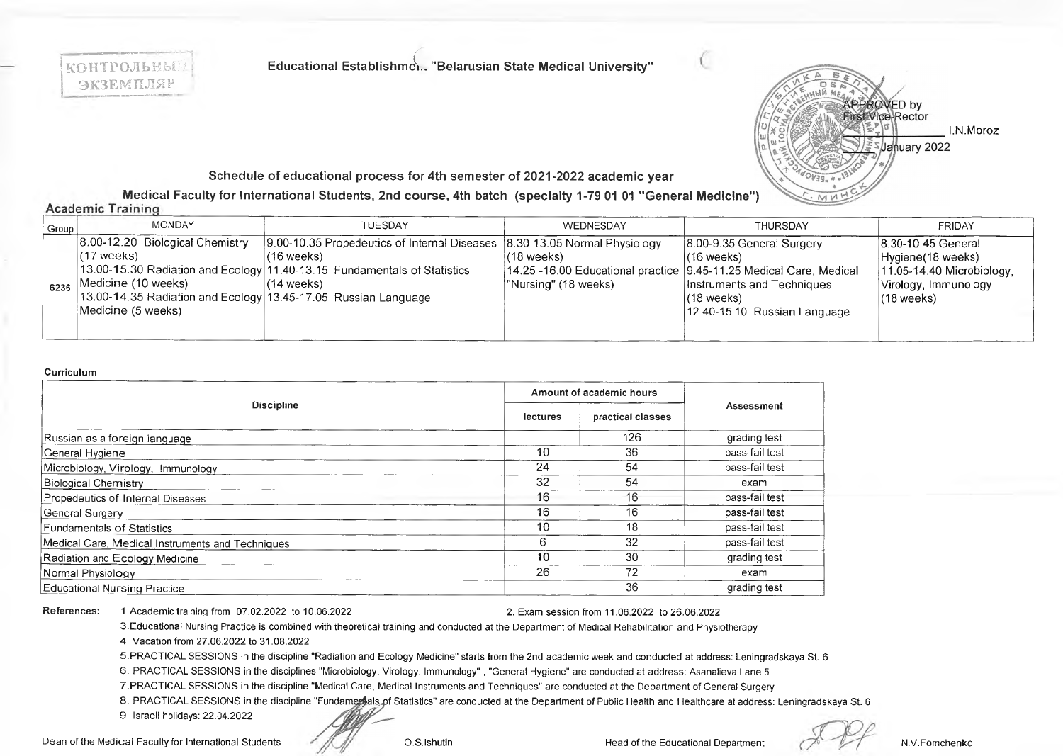КОНТРОЛЬНЫЙ ЭКЗЕМПЛЯР

Educational Establishment "Belarusian State Medical University"

APPROVED by
First Vice-Rector
\_\_\_\_\_\_\_\_\_\_ I.N.Moroz
January 2022

## Schedule of educational process for 4th semester of 2021-2022 academic year

### Medical Faculty for International Students, 2nd course, 4th batch (specialty 1-79 01 01 "General Medicine")

**Academic Training**

| Group | MONDAY | TUESDAY | WEDNESDAY | THURSDAY | FRIDAY |
|---|---|---|---|---|---|
| 6236 | 8.00-12.20 Biological Chemistry (17 weeks)<br>13.00-15.30 Radiation and Ecology Medicine (10 weeks)<br>13.00-14.35 Radiation and Ecology Medicine (5 weeks) | 9.00-10.35 Propedeutics of Internal Diseases (16 weeks)<br>11.40-13.15 Fundamentals of Statistics (14 weeks)<br>13.45-17.05 Russian Language | 8.30-13.05 Normal Physiology (18 weeks)<br>14.25 -16.00 Educational practice "Nursing" (18 weeks) | 8.00-9.35 General Surgery (16 weeks)<br>9.45-11.25 Medical Care, Medical Instruments and Techniques (18 weeks)<br>12.40-15.10 Russian Language | 8.30-10.45 General Hygiene(18 weeks)<br>11.05-14.40 Microbiology, Virology, Immunology (18 weeks) |

**Curriculum**

| Discipline | Amount of academic hours | | Assessment |
|---|---|---|---|
| | lectures | practical classes | |
| Russian as a foreign language | | 126 | grading test |
| General Hygiene | 10 | 36 | pass-fail test |
| Microbiology, Virology, Immunology | 24 | 54 | pass-fail test |
| Biological Chemistry | 32 | 54 | exam |
| Propedeutics of Internal Diseases | 16 | 16 | pass-fail test |
| General Surgery | 16 | 16 | pass-fail test |
| Fundamentals of Statistics | 10 | 18 | pass-fail test |
| Medical Care, Medical Instruments and Techniques | 6 | 32 | pass-fail test |
| Radiation and Ecology Medicine | 10 | 30 | grading test |
| Normal Physiology | 26 | 72 | exam |
| Educational Nursing Practice | | 36 | grading test |

**References:**

1. Academic training from 07.02.2022 to 10.06.2022
2. Exam session from 11.06.2022 to 26.06.2022
3. Educational Nursing Practice is combined with theoretical training and conducted at the Department of Medical Rehabilitation and Physiotherapy
4. Vacation from 27.06.2022 to 31.08.2022
5. PRACTICAL SESSIONS in the discipline "Radiation and Ecology Medicine" starts from the 2nd academic week and conducted at address: Leningradskaya St. 6
6. PRACTICAL SESSIONS in the disciplines "Microbiology, Virology, Immunology" , "General Hygiene" are conducted at address: Asanalieva Lane 5
7. PRACTICAL SESSIONS in the discipline "Medical Care, Medical Instruments and Techniques" are conducted at the Department of General Surgery
8. PRACTICAL SESSIONS in the discipline "Fundamentals of Statistics" are conducted at the Department of Public Health and Healthcare at address: Leningradskaya St. 6
9. Israeli holidays: 22.04.2022

Dean of the Medical Faculty for International Students O.S.Ishutin

Head of the Educational Department N.V.Fomchenko